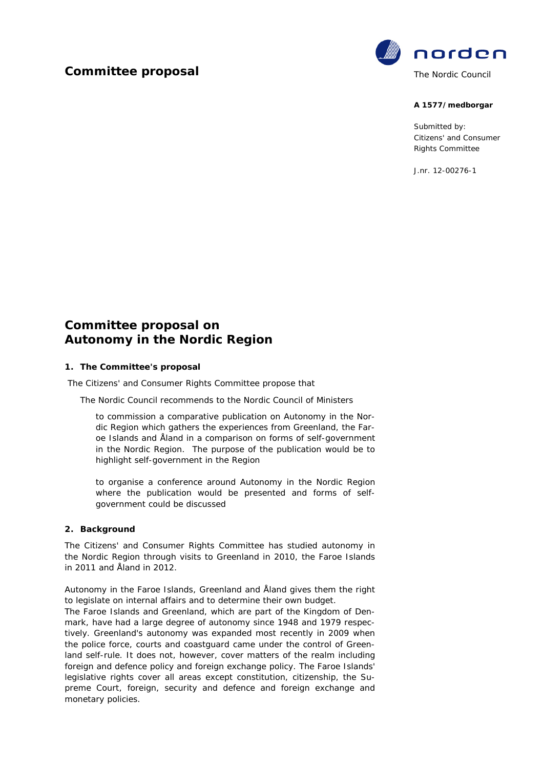# Committee proposal

norden

The Nordic Council

**A 1577/medborgar**

Submitted by:
Citizens' and Consumer Rights Committee

J.nr. 12-00276-1

# Committee proposal on Autonomy in the Nordic Region

## 1. The Committee's proposal

The Citizens' and Consumer Rights Committee propose that

The Nordic Council recommends to the Nordic Council of Ministers

to commission a comparative publication on Autonomy in the Nordic Region which gathers the experiences from Greenland, the Faroe Islands and Åland in a comparison on forms of self-government in the Nordic Region. The purpose of the publication would be to highlight self-government in the Region

to organise a conference around Autonomy in the Nordic Region where the publication would be presented and forms of self-government could be discussed

## 2. Background

The Citizens' and Consumer Rights Committee has studied autonomy in the Nordic Region through visits to Greenland in 2010, the Faroe Islands in 2011 and Åland in 2012.

Autonomy in the Faroe Islands, Greenland and Åland gives them the right to legislate on internal affairs and to determine their own budget.
The Faroe Islands and Greenland, which are part of the Kingdom of Denmark, have had a large degree of autonomy since 1948 and 1979 respectively. Greenland's autonomy was expanded most recently in 2009 when the police force, courts and coastguard came under the control of Greenland self-rule. It does not, however, cover matters of the realm including foreign and defence policy and foreign exchange policy. The Faroe Islands' legislative rights cover all areas except constitution, citizenship, the Supreme Court, foreign, security and defence and foreign exchange and monetary policies.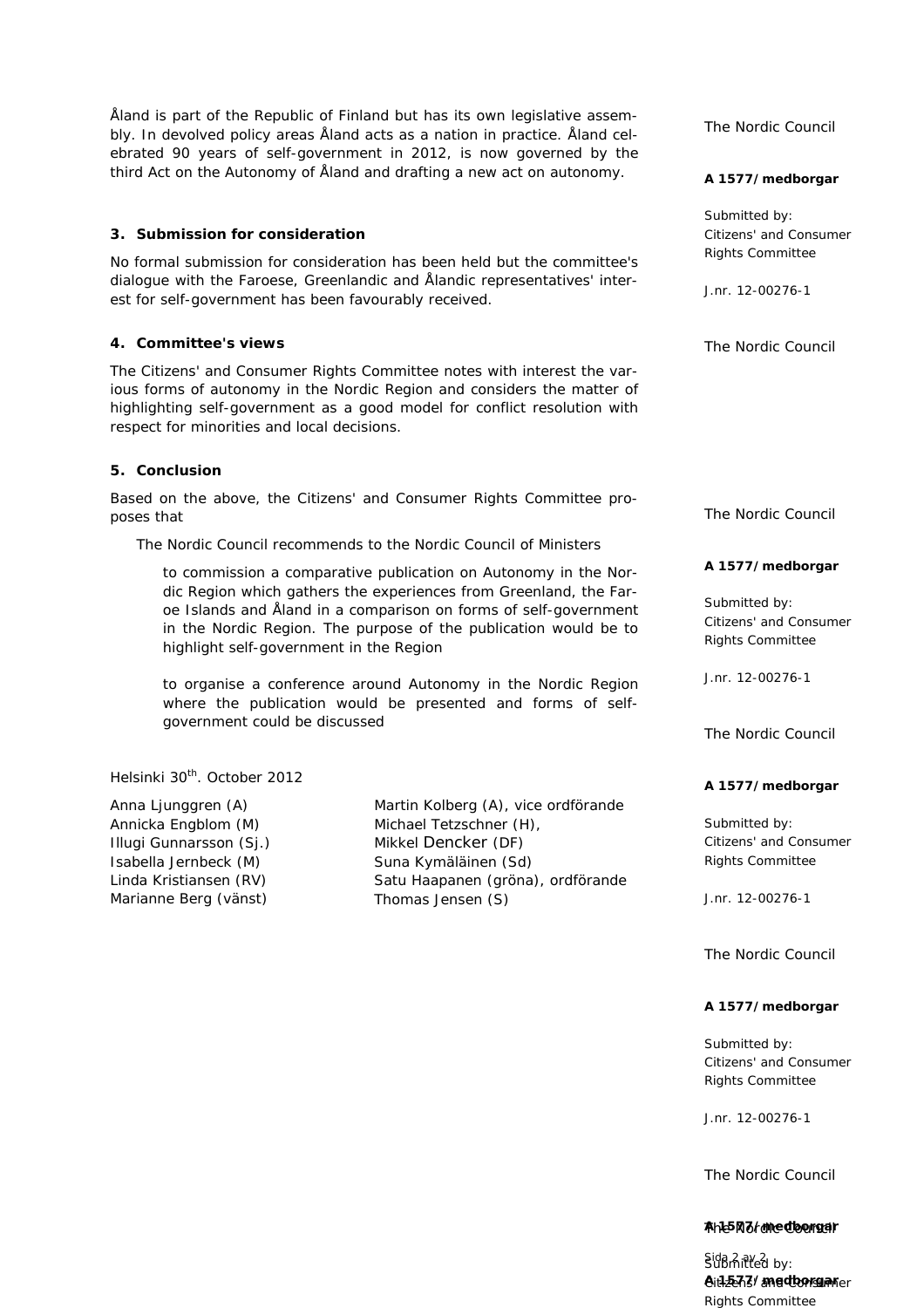Åland is part of the Republic of Finland but has its own legislative assembly. In devolved policy areas Åland acts as a nation in practice. Åland celebrated 90 years of self-government in 2012, is now governed by the third Act on the Autonomy of Åland and drafting a new act on autonomy.

### 3. Submission for consideration

No formal submission for consideration has been held but the committee's dialogue with the Faroese, Greenlandic and Ålandic representatives' interest for self-government has been favourably received.

### 4. Committee's views

The Citizens' and Consumer Rights Committee notes with interest the various forms of autonomy in the Nordic Region and considers the matter of highlighting self-government as a good model for conflict resolution with respect for minorities and local decisions.

### 5. Conclusion

Based on the above, the Citizens' and Consumer Rights Committee proposes that

The Nordic Council recommends to the Nordic Council of Ministers

to commission a comparative publication on Autonomy in the Nordic Region which gathers the experiences from Greenland, the Faroe Islands and Åland in a comparison on forms of self-government in the Nordic Region. The purpose of the publication would be to highlight self-government in the Region

to organise a conference around Autonomy in the Nordic Region where the publication would be presented and forms of self-government could be discussed

Helsinki 30th. October 2012

Anna Ljunggren (A)
Annicka Engblom (M)
Illugi Gunnarsson (Sj.)
Isabella Jernbeck (M)
Linda Kristiansen (RV)
Marianne Berg (vänst)

Martin Kolberg (A), vice ordförande
Michael Tetzschner (H),
Mikkel Dencker (DF)
Suna Kymäläinen (Sd)
Satu Haapanen (gröna), ordförande
Thomas Jensen (S)